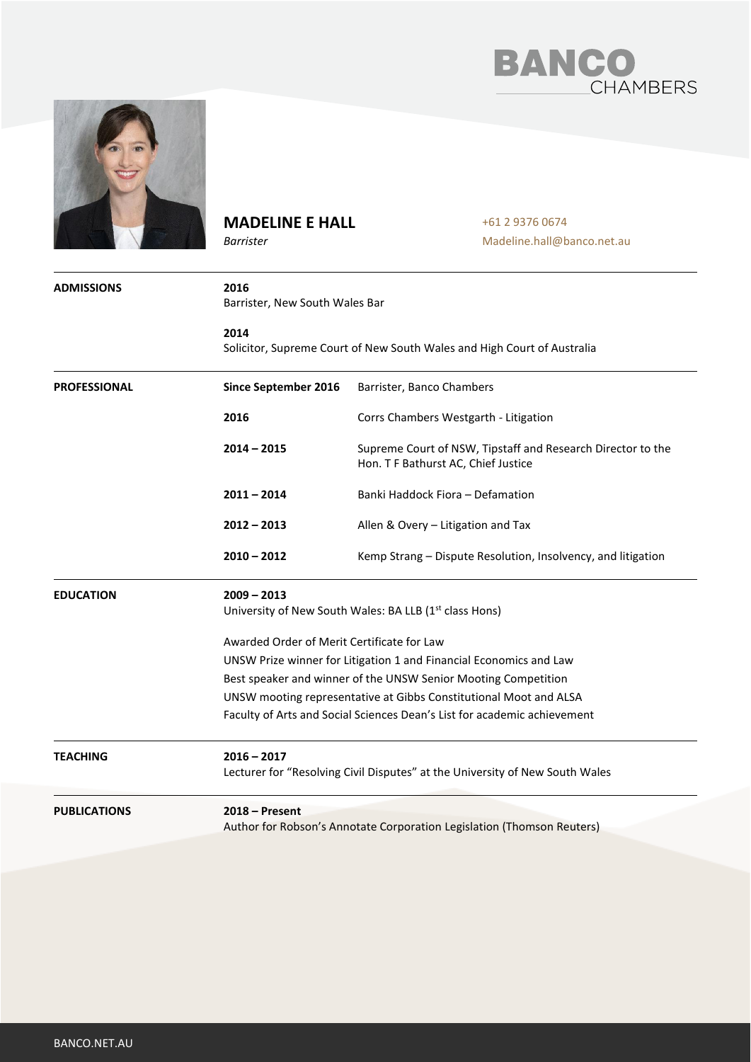BANCO CHAMBERS

# MADELINE E HALL

*Barrister*

+61 2 9376 0674
Madeline.hall@banco.net.au

## ADMISSIONS

**2016**
Barrister, New South Wales Bar

**2014**
Solicitor, Supreme Court of New South Wales and High Court of Australia

## PROFESSIONAL

| | |
|---|---|
| **Since September 2016** | Barrister, Banco Chambers |
| **2016** | Corrs Chambers Westgarth - Litigation |
| **2014 – 2015** | Supreme Court of NSW, Tipstaff and Research Director to the Hon. T F Bathurst AC, Chief Justice |
| **2011 – 2014** | Banki Haddock Fiora – Defamation |
| **2012 – 2013** | Allen & Overy – Litigation and Tax |
| **2010 – 2012** | Kemp Strang – Dispute Resolution, Insolvency, and litigation |

## EDUCATION

**2009 – 2013**
University of New South Wales: BA LLB (1st class Hons)

Awarded Order of Merit Certificate for Law
UNSW Prize winner for Litigation 1 and Financial Economics and Law
Best speaker and winner of the UNSW Senior Mooting Competition
UNSW mooting representative at Gibbs Constitutional Moot and ALSA
Faculty of Arts and Social Sciences Dean's List for academic achievement

## TEACHING

**2016 – 2017**
Lecturer for "Resolving Civil Disputes" at the University of New South Wales

## PUBLICATIONS

**2018 – Present**
Author for Robson's Annotate Corporation Legislation (Thomson Reuters)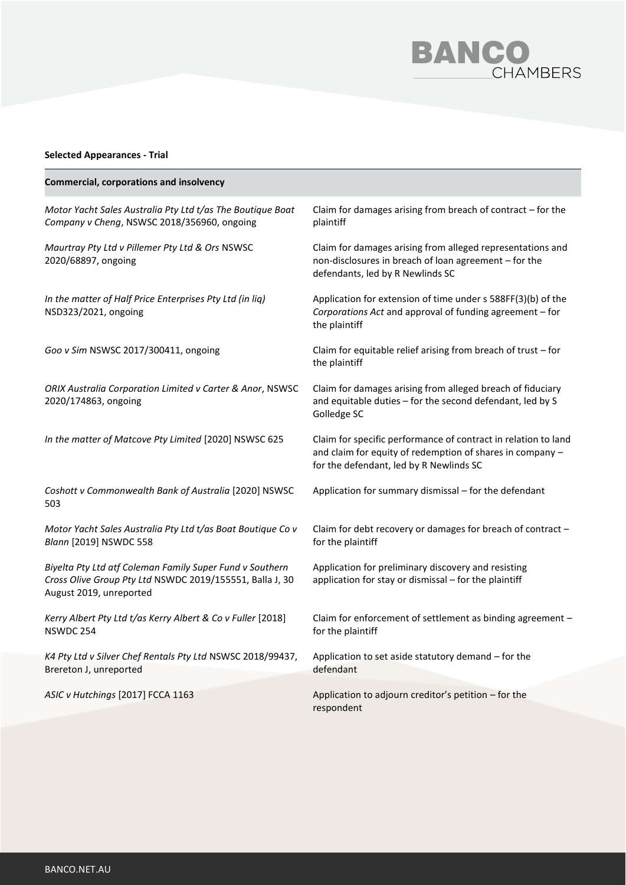**Selected Appearances - Trial**

| Commercial, corporations and insolvency | |
|---|---|
| *Motor Yacht Sales Australia Pty Ltd t/as The Boutique Boat Company v Cheng*, NSWSC 2018/356960, ongoing | Claim for damages arising from breach of contract – for the plaintiff |
| *Maurtray Pty Ltd v Pillemer Pty Ltd & Ors* NSWSC 2020/68897, ongoing | Claim for damages arising from alleged representations and non-disclosures in breach of loan agreement – for the defendants, led by R Newlinds SC |
| *In the matter of Half Price Enterprises Pty Ltd (in liq)* NSD323/2021, ongoing | Application for extension of time under s 588FF(3)(b) of the *Corporations Act* and approval of funding agreement – for the plaintiff |
| *Goo v Sim* NSWSC 2017/300411, ongoing | Claim for equitable relief arising from breach of trust – for the plaintiff |
| *ORIX Australia Corporation Limited v Carter & Anor*, NSWSC 2020/174863, ongoing | Claim for damages arising from alleged breach of fiduciary and equitable duties – for the second defendant, led by S Golledge SC |
| *In the matter of Matcove Pty Limited* [2020] NSWSC 625 | Claim for specific performance of contract in relation to land and claim for equity of redemption of shares in company – for the defendant, led by R Newlinds SC |
| *Coshott v Commonwealth Bank of Australia* [2020] NSWSC 503 | Application for summary dismissal – for the defendant |
| *Motor Yacht Sales Australia Pty Ltd t/as Boat Boutique Co v Blann* [2019] NSWDC 558 | Claim for debt recovery or damages for breach of contract – for the plaintiff |
| *Biyelta Pty Ltd atf Coleman Family Super Fund v Southern Cross Olive Group Pty Ltd* NSWDC 2019/155551, Balla J, 30 August 2019, unreported | Application for preliminary discovery and resisting application for stay or dismissal – for the plaintiff |
| *Kerry Albert Pty Ltd t/as Kerry Albert & Co v Fuller* [2018] NSWDC 254 | Claim for enforcement of settlement as binding agreement – for the plaintiff |
| *K4 Pty Ltd v Silver Chef Rentals Pty Ltd* NSWSC 2018/99437, Brereton J, unreported | Application to set aside statutory demand – for the defendant |
| *ASIC v Hutchings* [2017] FCCA 1163 | Application to adjourn creditor's petition – for the respondent |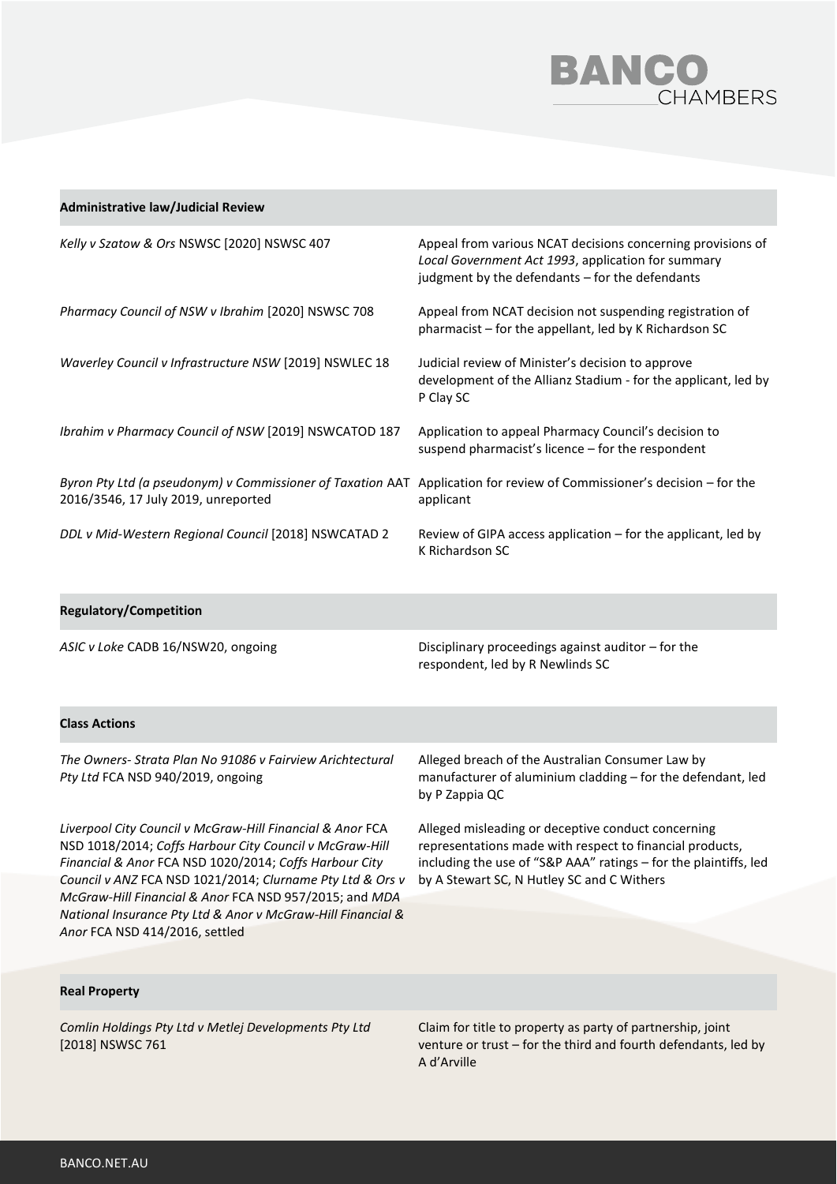## Administrative law/Judicial Review

| | |
|---|---|
| *Kelly v Szatow & Ors* NSWSC [2020] NSWSC 407 | Appeal from various NCAT decisions concerning provisions of *Local Government Act 1993*, application for summary judgment by the defendants – for the defendants |
| *Pharmacy Council of NSW v Ibrahim* [2020] NSWSC 708 | Appeal from NCAT decision not suspending registration of pharmacist – for the appellant, led by K Richardson SC |
| *Waverley Council v Infrastructure NSW* [2019] NSWLEC 18 | Judicial review of Minister's decision to approve development of the Allianz Stadium - for the applicant, led by P Clay SC |
| *Ibrahim v Pharmacy Council of NSW* [2019] NSWCATOD 187 | Application to appeal Pharmacy Council's decision to suspend pharmacist's licence – for the respondent |
| *Byron Pty Ltd (a pseudonym) v Commissioner of Taxation* AAT 2016/3546, 17 July 2019, unreported | Application for review of Commissioner's decision – for the applicant |
| *DDL v Mid-Western Regional Council* [2018] NSWCATAD 2 | Review of GIPA access application – for the applicant, led by K Richardson SC |

## Regulatory/Competition

| | |
|---|---|
| *ASIC v Loke* CADB 16/NSW20, ongoing | Disciplinary proceedings against auditor – for the respondent, led by R Newlinds SC |

## Class Actions

| | |
|---|---|
| *The Owners- Strata Plan No 91086 v Fairview Arichtectural Pty Ltd* FCA NSD 940/2019, ongoing | Alleged breach of the Australian Consumer Law by manufacturer of aluminium cladding – for the defendant, led by P Zappia QC |
| *Liverpool City Council v McGraw-Hill Financial & Anor* FCA NSD 1018/2014; *Coffs Harbour City Council v McGraw-Hill Financial & Anor* FCA NSD 1020/2014; *Coffs Harbour City Council v ANZ* FCA NSD 1021/2014; *Clurname Pty Ltd & Ors v McGraw-Hill Financial & Anor* FCA NSD 957/2015; and *MDA National Insurance Pty Ltd & Anor v McGraw-Hill Financial & Anor* FCA NSD 414/2016, settled | Alleged misleading or deceptive conduct concerning representations made with respect to financial products, including the use of "S&P AAA" ratings – for the plaintiffs, led by A Stewart SC, N Hutley SC and C Withers |

## Real Property

| | |
|---|---|
| *Comlin Holdings Pty Ltd v Metlej Developments Pty Ltd* [2018] NSWSC 761 | Claim for title to property as party of partnership, joint venture or trust – for the third and fourth defendants, led by A d'Arville |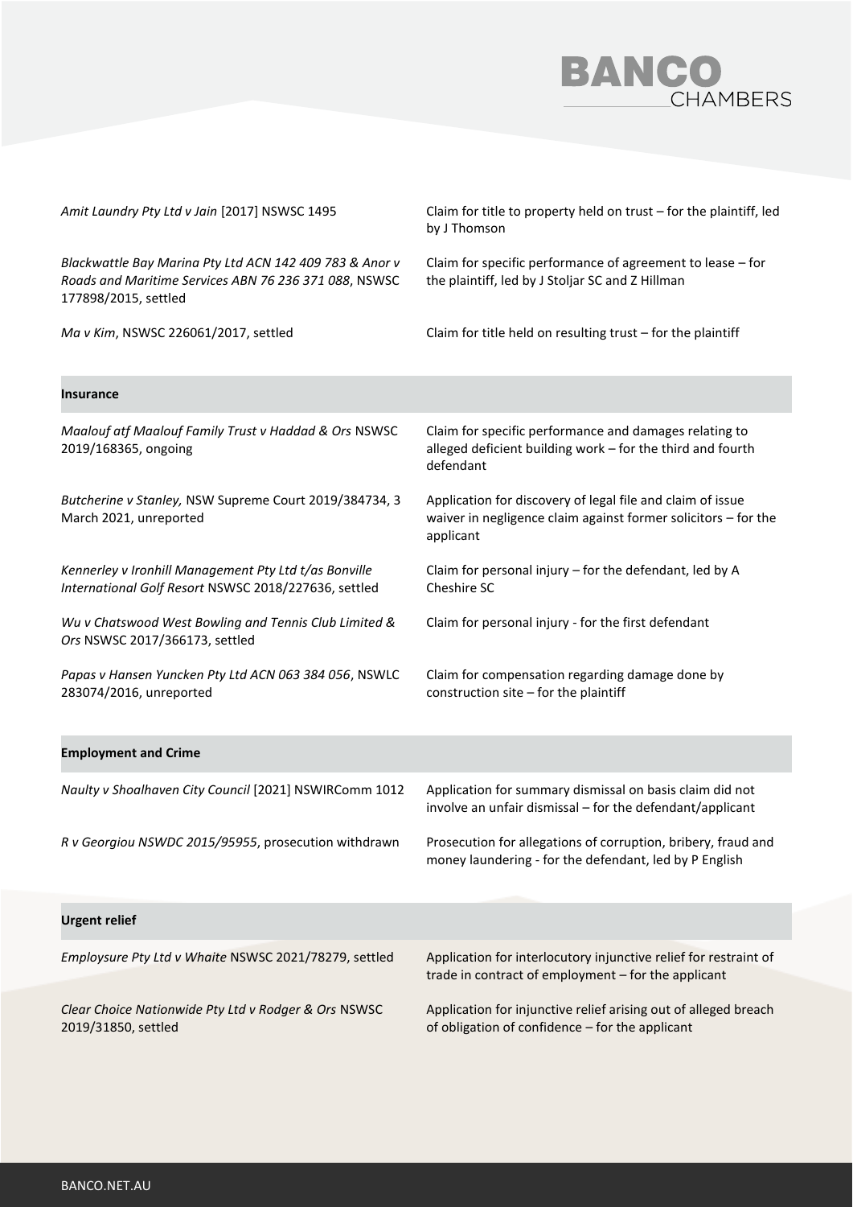| | |
|---|---|
| *Amit Laundry Pty Ltd v Jain* [2017] NSWSC 1495 | Claim for title to property held on trust – for the plaintiff, led by J Thomson |
| *Blackwattle Bay Marina Pty Ltd ACN 142 409 783 & Anor v Roads and Maritime Services ABN 76 236 371 088*, NSWSC 177898/2015, settled | Claim for specific performance of agreement to lease – for the plaintiff, led by J Stoljar SC and Z Hillman |
| *Ma v Kim*, NSWSC 226061/2017, settled | Claim for title held on resulting trust – for the plaintiff |

**Insurance**

| | |
|---|---|
| *Maalouf atf Maalouf Family Trust v Haddad & Ors* NSWSC 2019/168365, ongoing | Claim for specific performance and damages relating to alleged deficient building work – for the third and fourth defendant |
| *Butcherine v Stanley,* NSW Supreme Court 2019/384734, 3 March 2021, unreported | Application for discovery of legal file and claim of issue waiver in negligence claim against former solicitors – for the applicant |
| *Kennerley v Ironhill Management Pty Ltd t/as Bonville International Golf Resort* NSWSC 2018/227636, settled | Claim for personal injury – for the defendant, led by A Cheshire SC |
| *Wu v Chatswood West Bowling and Tennis Club Limited & Ors* NSWSC 2017/366173, settled | Claim for personal injury - for the first defendant |
| *Papas v Hansen Yuncken Pty Ltd ACN 063 384 056*, NSWLC 283074/2016, unreported | Claim for compensation regarding damage done by construction site – for the plaintiff |

**Employment and Crime**

| | |
|---|---|
| *Naulty v Shoalhaven City Council* [2021] NSWIRComm 1012 | Application for summary dismissal on basis claim did not involve an unfair dismissal – for the defendant/applicant |
| *R v Georgiou NSWDC 2015/95955*, prosecution withdrawn | Prosecution for allegations of corruption, bribery, fraud and money laundering - for the defendant, led by P English |

**Urgent relief**

| | |
|---|---|
| *Employsure Pty Ltd v Whaite* NSWSC 2021/78279, settled | Application for interlocutory injunctive relief for restraint of trade in contract of employment – for the applicant |
| *Clear Choice Nationwide Pty Ltd v Rodger & Ors* NSWSC 2019/31850, settled | Application for injunctive relief arising out of alleged breach of obligation of confidence – for the applicant |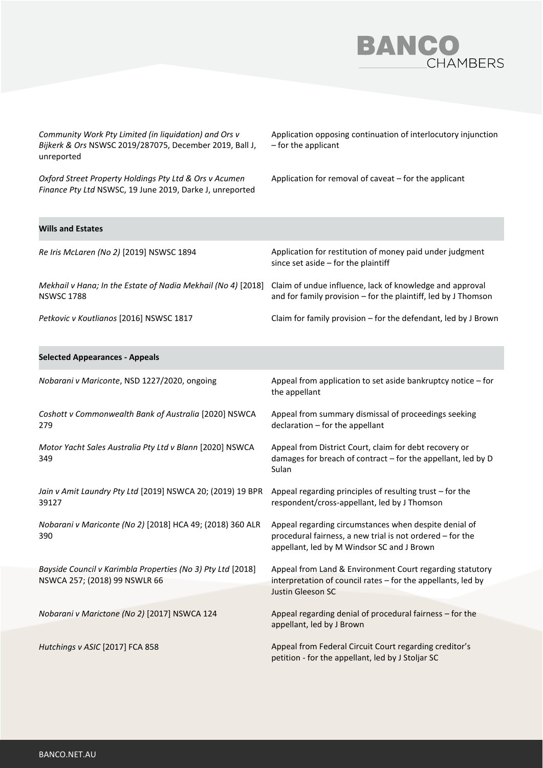| | |
|---|---|
| *Community Work Pty Limited (in liquidation) and Ors v Bijkerk & Ors* NSWSC 2019/287075, December 2019, Ball J, unreported | Application opposing continuation of interlocutory injunction – for the applicant |
| *Oxford Street Property Holdings Pty Ltd & Ors v Acumen Finance Pty Ltd* NSWSC, 19 June 2019, Darke J, unreported | Application for removal of caveat – for the applicant |

**Wills and Estates**

| | |
|---|---|
| *Re Iris McLaren (No 2)* [2019] NSWSC 1894 | Application for restitution of money paid under judgment since set aside – for the plaintiff |
| *Mekhail v Hana; In the Estate of Nadia Mekhail (No 4)* [2018] NSWSC 1788 | Claim of undue influence, lack of knowledge and approval and for family provision – for the plaintiff, led by J Thomson |
| *Petkovic v Koutlianos* [2016] NSWSC 1817 | Claim for family provision – for the defendant, led by J Brown |

**Selected Appearances - Appeals**

| | |
|---|---|
| *Nobarani v Mariconte*, NSD 1227/2020, ongoing | Appeal from application to set aside bankruptcy notice – for the appellant |
| *Coshott v Commonwealth Bank of Australia* [2020] NSWCA 279 | Appeal from summary dismissal of proceedings seeking declaration – for the appellant |
| *Motor Yacht Sales Australia Pty Ltd v Blann* [2020] NSWCA 349 | Appeal from District Court, claim for debt recovery or damages for breach of contract – for the appellant, led by D Sulan |
| *Jain v Amit Laundry Pty Ltd* [2019] NSWCA 20; (2019) 19 BPR 39127 | Appeal regarding principles of resulting trust – for the respondent/cross-appellant, led by J Thomson |
| *Nobarani v Mariconte (No 2)* [2018] HCA 49; (2018) 360 ALR 390 | Appeal regarding circumstances when despite denial of procedural fairness, a new trial is not ordered – for the appellant, led by M Windsor SC and J Brown |
| *Bayside Council v Karimbla Properties (No 3) Pty Ltd* [2018] NSWCA 257; (2018) 99 NSWLR 66 | Appeal from Land & Environment Court regarding statutory interpretation of council rates – for the appellants, led by Justin Gleeson SC |
| *Nobarani v Marictone (No 2)* [2017] NSWCA 124 | Appeal regarding denial of procedural fairness – for the appellant, led by J Brown |
| *Hutchings v ASIC* [2017] FCA 858 | Appeal from Federal Circuit Court regarding creditor's petition - for the appellant, led by J Stoljar SC |